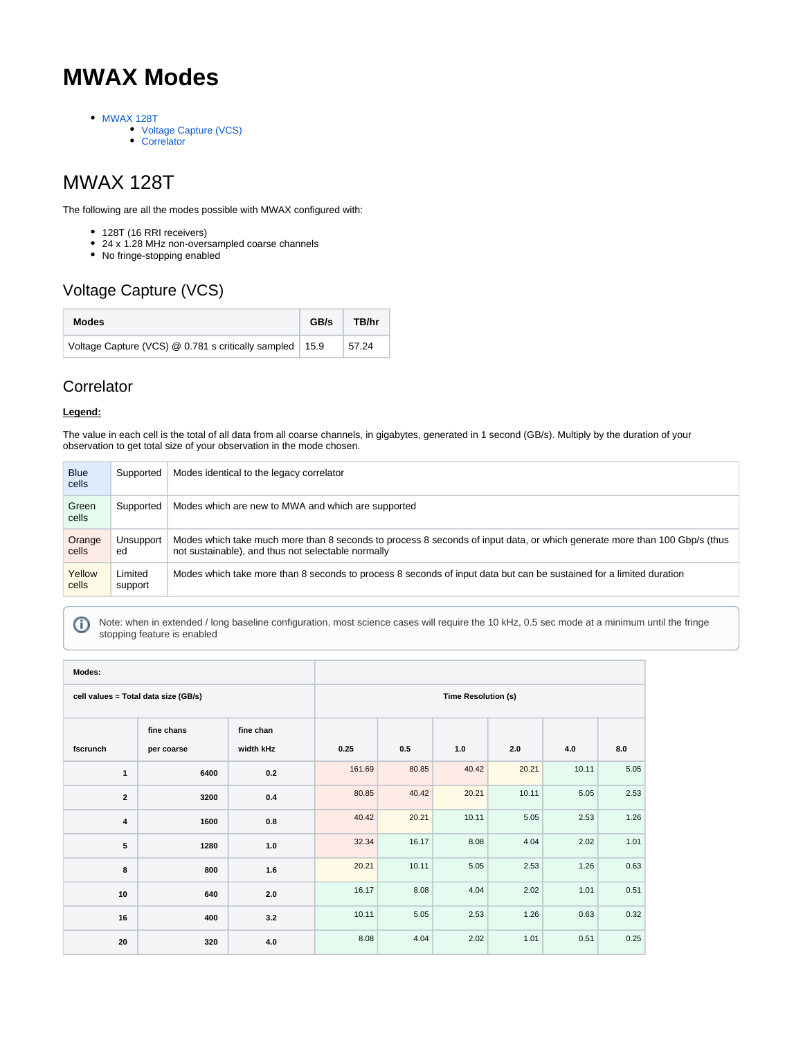# MWAX Modes

- MWAX 128T
  - Voltage Capture (VCS)
  - Correlator

## MWAX 128T

The following are all the modes possible with MWAX configured with:

- 128T (16 RRI receivers)
- 24 x 1.28 MHz non-oversampled coarse channels
- No fringe-stopping enabled

### Voltage Capture (VCS)

| Modes | GB/s | TB/hr |
|---|---|---|
| Voltage Capture (VCS) @ 0.781 s critically sampled | 15.9 | 57.24 |

### Correlator

**Legend:**

The value in each cell is the total of all data from all coarse channels, in gigabytes, generated in 1 second (GB/s). Multiply by the duration of your observation to get total size of your observation in the mode chosen.

| | | |
|---|---|---|
| Blue cells | Supported | Modes identical to the legacy correlator |
| Green cells | Supported | Modes which are new to MWA and which are supported |
| Orange cells | Unsupported | Modes which take much more than 8 seconds to process 8 seconds of input data, or which generate more than 100 Gbp/s (thus not sustainable), and thus not selectable normally |
| Yellow cells | Limited support | Modes which take more than 8 seconds to process 8 seconds of input data but can be sustained for a limited duration |

Note: when in extended / long baseline configuration, most science cases will require the 10 kHz, 0.5 sec mode at a minimum until the fringe stopping feature is enabled

| Modes: | | | | | | | | |
|---|---|---|---|---|---|---|---|---|
| cell values = Total data size (GB/s) | | | Time Resolution (s) | | | | | |
| fscrunch | fine chans per coarse | fine chan width kHz | 0.25 | 0.5 | 1.0 | 2.0 | 4.0 | 8.0 |
| 1 | 6400 | 0.2 | 161.69 | 80.85 | 40.42 | 20.21 | 10.11 | 5.05 |
| 2 | 3200 | 0.4 | 80.85 | 40.42 | 20.21 | 10.11 | 5.05 | 2.53 |
| 4 | 1600 | 0.8 | 40.42 | 20.21 | 10.11 | 5.05 | 2.53 | 1.26 |
| 5 | 1280 | 1.0 | 32.34 | 16.17 | 8.08 | 4.04 | 2.02 | 1.01 |
| 8 | 800 | 1.6 | 20.21 | 10.11 | 5.05 | 2.53 | 1.26 | 0.63 |
| 10 | 640 | 2.0 | 16.17 | 8.08 | 4.04 | 2.02 | 1.01 | 0.51 |
| 16 | 400 | 3.2 | 10.11 | 5.05 | 2.53 | 1.26 | 0.63 | 0.32 |
| 20 | 320 | 4.0 | 8.08 | 4.04 | 2.02 | 1.01 | 0.51 | 0.25 |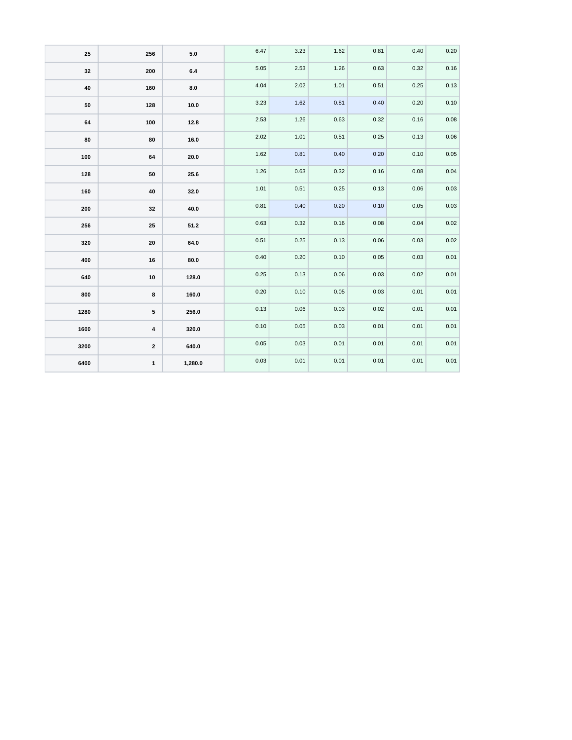| | | | | | | | | |
|---|---|---|---|---|---|---|---|---|
| **25** | **256** | **5.0** | 6.47 | 3.23 | 1.62 | 0.81 | 0.40 | 0.20 |
| **32** | **200** | **6.4** | 5.05 | 2.53 | 1.26 | 0.63 | 0.32 | 0.16 |
| **40** | **160** | **8.0** | 4.04 | 2.02 | 1.01 | 0.51 | 0.25 | 0.13 |
| **50** | **128** | **10.0** | 3.23 | 1.62 | 0.81 | 0.40 | 0.20 | 0.10 |
| **64** | **100** | **12.8** | 2.53 | 1.26 | 0.63 | 0.32 | 0.16 | 0.08 |
| **80** | **80** | **16.0** | 2.02 | 1.01 | 0.51 | 0.25 | 0.13 | 0.06 |
| **100** | **64** | **20.0** | 1.62 | 0.81 | 0.40 | 0.20 | 0.10 | 0.05 |
| **128** | **50** | **25.6** | 1.26 | 0.63 | 0.32 | 0.16 | 0.08 | 0.04 |
| **160** | **40** | **32.0** | 1.01 | 0.51 | 0.25 | 0.13 | 0.06 | 0.03 |
| **200** | **32** | **40.0** | 0.81 | 0.40 | 0.20 | 0.10 | 0.05 | 0.03 |
| **256** | **25** | **51.2** | 0.63 | 0.32 | 0.16 | 0.08 | 0.04 | 0.02 |
| **320** | **20** | **64.0** | 0.51 | 0.25 | 0.13 | 0.06 | 0.03 | 0.02 |
| **400** | **16** | **80.0** | 0.40 | 0.20 | 0.10 | 0.05 | 0.03 | 0.01 |
| **640** | **10** | **128.0** | 0.25 | 0.13 | 0.06 | 0.03 | 0.02 | 0.01 |
| **800** | **8** | **160.0** | 0.20 | 0.10 | 0.05 | 0.03 | 0.01 | 0.01 |
| **1280** | **5** | **256.0** | 0.13 | 0.06 | 0.03 | 0.02 | 0.01 | 0.01 |
| **1600** | **4** | **320.0** | 0.10 | 0.05 | 0.03 | 0.01 | 0.01 | 0.01 |
| **3200** | **2** | **640.0** | 0.05 | 0.03 | 0.01 | 0.01 | 0.01 | 0.01 |
| **6400** | **1** | **1,280.0** | 0.03 | 0.01 | 0.01 | 0.01 | 0.01 | 0.01 |